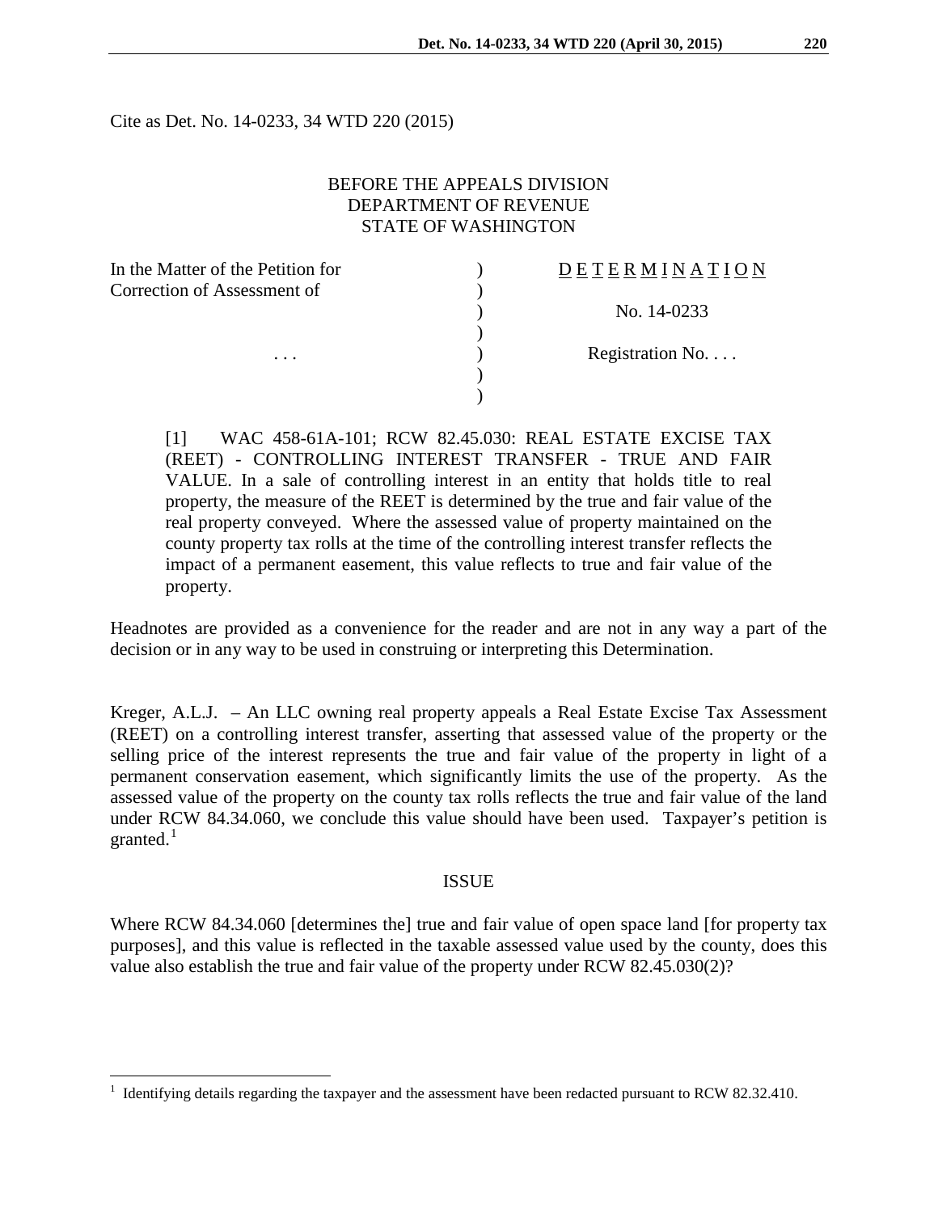Cite as Det. No. 14-0233, 34 WTD 220 (2015)

BEFORE THE APPEALS DIVISION
DEPARTMENT OF REVENUE
STATE OF WASHINGTON

| | | |
|---|---|---|
| In the Matter of the Petition for Correction of Assessment of | ) | D E T E R M I N A T I O N |
| | ) | No. 14-0233 |
| . . . | ) | Registration No. . . . |

[1] WAC 458-61A-101; RCW 82.45.030: REAL ESTATE EXCISE TAX (REET) - CONTROLLING INTEREST TRANSFER - TRUE AND FAIR VALUE. In a sale of controlling interest in an entity that holds title to real property, the measure of the REET is determined by the true and fair value of the real property conveyed. Where the assessed value of property maintained on the county property tax rolls at the time of the controlling interest transfer reflects the impact of a permanent easement, this value reflects to true and fair value of the property.

Headnotes are provided as a convenience for the reader and are not in any way a part of the decision or in any way to be used in construing or interpreting this Determination.

Kreger, A.L.J. – An LLC owning real property appeals a Real Estate Excise Tax Assessment (REET) on a controlling interest transfer, asserting that assessed value of the property or the selling price of the interest represents the true and fair value of the property in light of a permanent conservation easement, which significantly limits the use of the property. As the assessed value of the property on the county tax rolls reflects the true and fair value of the land under RCW 84.34.060, we conclude this value should have been used. Taxpayer's petition is granted.[1]

## ISSUE

Where RCW 84.34.060 [determines the] true and fair value of open space land [for property tax purposes], and this value is reflected in the taxable assessed value used by the county, does this value also establish the true and fair value of the property under RCW 82.45.030(2)?

---

[1] Identifying details regarding the taxpayer and the assessment have been redacted pursuant to RCW 82.32.410.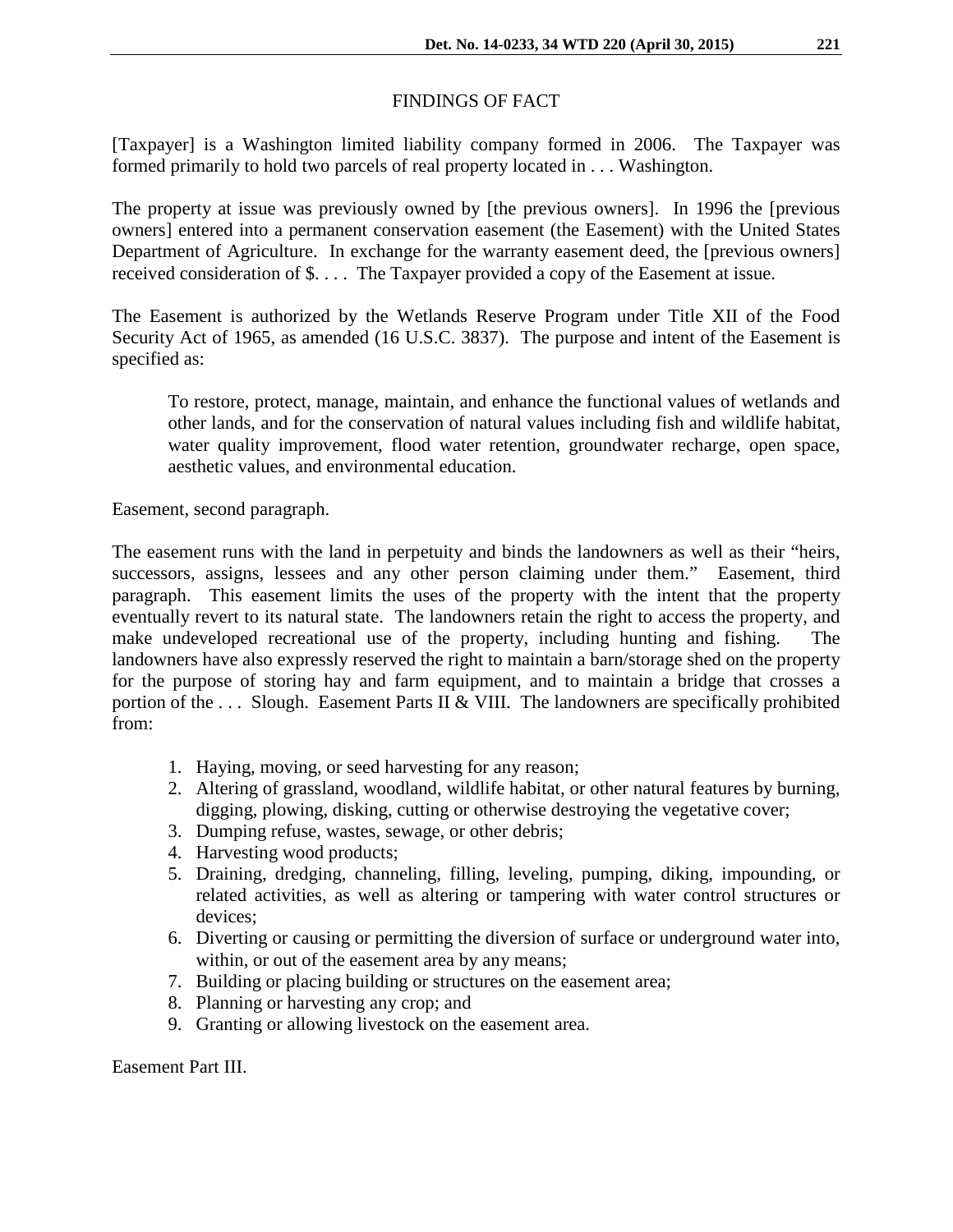## FINDINGS OF FACT

[Taxpayer] is a Washington limited liability company formed in 2006. The Taxpayer was formed primarily to hold two parcels of real property located in . . . Washington.

The property at issue was previously owned by [the previous owners]. In 1996 the [previous owners] entered into a permanent conservation easement (the Easement) with the United States Department of Agriculture. In exchange for the warranty easement deed, the [previous owners] received consideration of $. . . . The Taxpayer provided a copy of the Easement at issue.

The Easement is authorized by the Wetlands Reserve Program under Title XII of the Food Security Act of 1965, as amended (16 U.S.C. 3837). The purpose and intent of the Easement is specified as:

> To restore, protect, manage, maintain, and enhance the functional values of wetlands and other lands, and for the conservation of natural values including fish and wildlife habitat, water quality improvement, flood water retention, groundwater recharge, open space, aesthetic values, and environmental education.

Easement, second paragraph.

The easement runs with the land in perpetuity and binds the landowners as well as their "heirs, successors, assigns, lessees and any other person claiming under them." Easement, third paragraph. This easement limits the uses of the property with the intent that the property eventually revert to its natural state. The landowners retain the right to access the property, and make undeveloped recreational use of the property, including hunting and fishing. The landowners have also expressly reserved the right to maintain a barn/storage shed on the property for the purpose of storing hay and farm equipment, and to maintain a bridge that crosses a portion of the . . . Slough. Easement Parts II & VIII. The landowners are specifically prohibited from:

1. Haying, moving, or seed harvesting for any reason;
2. Altering of grassland, woodland, wildlife habitat, or other natural features by burning, digging, plowing, disking, cutting or otherwise destroying the vegetative cover;
3. Dumping refuse, wastes, sewage, or other debris;
4. Harvesting wood products;
5. Draining, dredging, channeling, filling, leveling, pumping, diking, impounding, or related activities, as well as altering or tampering with water control structures or devices;
6. Diverting or causing or permitting the diversion of surface or underground water into, within, or out of the easement area by any means;
7. Building or placing building or structures on the easement area;
8. Planning or harvesting any crop; and
9. Granting or allowing livestock on the easement area.

Easement Part III.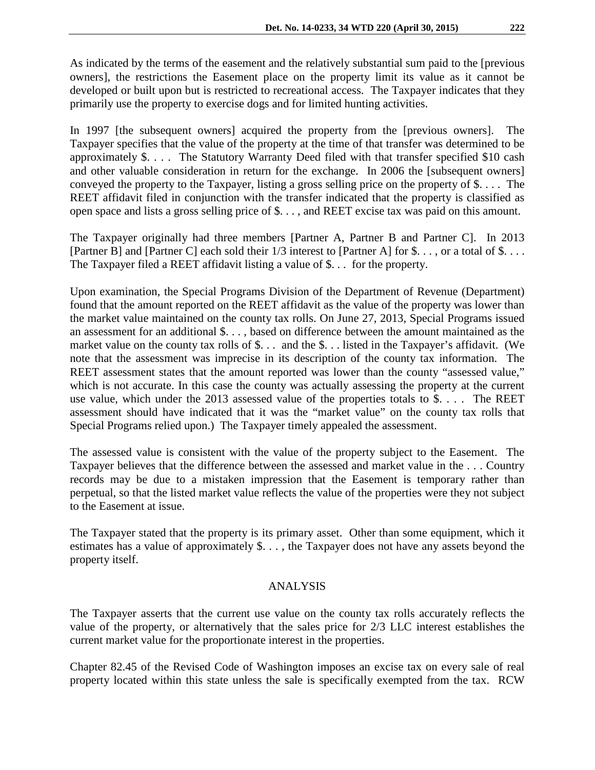As indicated by the terms of the easement and the relatively substantial sum paid to the [previous owners], the restrictions the Easement place on the property limit its value as it cannot be developed or built upon but is restricted to recreational access. The Taxpayer indicates that they primarily use the property to exercise dogs and for limited hunting activities.

In 1997 [the subsequent owners] acquired the property from the [previous owners]. The Taxpayer specifies that the value of the property at the time of that transfer was determined to be approximately $. . . . The Statutory Warranty Deed filed with that transfer specified $10 cash and other valuable consideration in return for the exchange. In 2006 the [subsequent owners] conveyed the property to the Taxpayer, listing a gross selling price on the property of $. . . . The REET affidavit filed in conjunction with the transfer indicated that the property is classified as open space and lists a gross selling price of $. . . , and REET excise tax was paid on this amount.

The Taxpayer originally had three members [Partner A, Partner B and Partner C]. In 2013 [Partner B] and [Partner C] each sold their 1/3 interest to [Partner A] for $. . . , or a total of $. . . . The Taxpayer filed a REET affidavit listing a value of $. . . for the property.

Upon examination, the Special Programs Division of the Department of Revenue (Department) found that the amount reported on the REET affidavit as the value of the property was lower than the market value maintained on the county tax rolls. On June 27, 2013, Special Programs issued an assessment for an additional $. . . , based on difference between the amount maintained as the market value on the county tax rolls of $. . . and the $. . . listed in the Taxpayer's affidavit. (We note that the assessment was imprecise in its description of the county tax information. The REET assessment states that the amount reported was lower than the county "assessed value," which is not accurate. In this case the county was actually assessing the property at the current use value, which under the 2013 assessed value of the properties totals to $. . . . The REET assessment should have indicated that it was the "market value" on the county tax rolls that Special Programs relied upon.) The Taxpayer timely appealed the assessment.

The assessed value is consistent with the value of the property subject to the Easement. The Taxpayer believes that the difference between the assessed and market value in the . . . Country records may be due to a mistaken impression that the Easement is temporary rather than perpetual, so that the listed market value reflects the value of the properties were they not subject to the Easement at issue.

The Taxpayer stated that the property is its primary asset. Other than some equipment, which it estimates has a value of approximately $. . . , the Taxpayer does not have any assets beyond the property itself.

## ANALYSIS

The Taxpayer asserts that the current use value on the county tax rolls accurately reflects the value of the property, or alternatively that the sales price for 2/3 LLC interest establishes the current market value for the proportionate interest in the properties.

Chapter 82.45 of the Revised Code of Washington imposes an excise tax on every sale of real property located within this state unless the sale is specifically exempted from the tax. RCW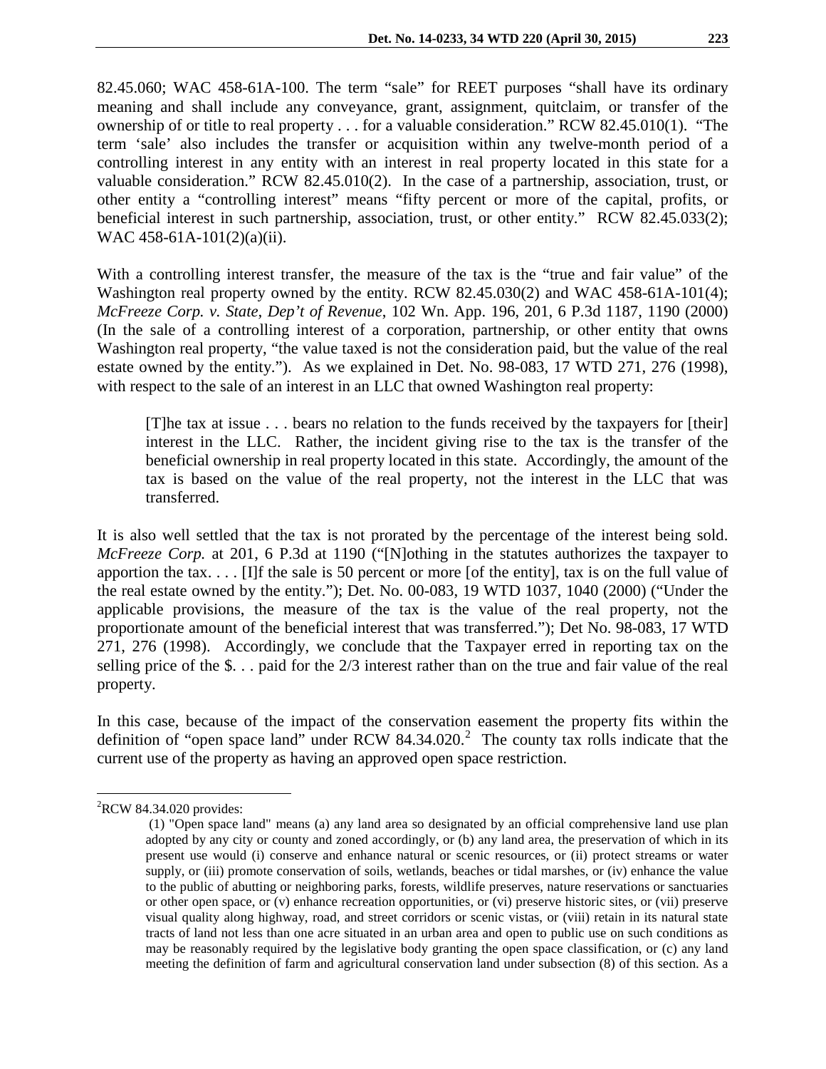82.45.060; WAC 458-61A-100. The term "sale" for REET purposes "shall have its ordinary meaning and shall include any conveyance, grant, assignment, quitclaim, or transfer of the ownership of or title to real property . . . for a valuable consideration." RCW 82.45.010(1). "The term 'sale' also includes the transfer or acquisition within any twelve-month period of a controlling interest in any entity with an interest in real property located in this state for a valuable consideration." RCW 82.45.010(2). In the case of a partnership, association, trust, or other entity a "controlling interest" means "fifty percent or more of the capital, profits, or beneficial interest in such partnership, association, trust, or other entity." RCW 82.45.033(2); WAC 458-61A-101(2)(a)(ii).

With a controlling interest transfer, the measure of the tax is the "true and fair value" of the Washington real property owned by the entity. RCW 82.45.030(2) and WAC 458-61A-101(4); *McFreeze Corp. v. State, Dep't of Revenue*, 102 Wn. App. 196, 201, 6 P.3d 1187, 1190 (2000) (In the sale of a controlling interest of a corporation, partnership, or other entity that owns Washington real property, "the value taxed is not the consideration paid, but the value of the real estate owned by the entity."). As we explained in Det. No. 98-083, 17 WTD 271, 276 (1998), with respect to the sale of an interest in an LLC that owned Washington real property:

> [T]he tax at issue . . . bears no relation to the funds received by the taxpayers for [their] interest in the LLC. Rather, the incident giving rise to the tax is the transfer of the beneficial ownership in real property located in this state. Accordingly, the amount of the tax is based on the value of the real property, not the interest in the LLC that was transferred.

It is also well settled that the tax is not prorated by the percentage of the interest being sold. *McFreeze Corp.* at 201, 6 P.3d at 1190 ("[N]othing in the statutes authorizes the taxpayer to apportion the tax. . . . [I]f the sale is 50 percent or more [of the entity], tax is on the full value of the real estate owned by the entity."); Det. No. 00-083, 19 WTD 1037, 1040 (2000) ("Under the applicable provisions, the measure of the tax is the value of the real property, not the proportionate amount of the beneficial interest that was transferred."); Det No. 98-083, 17 WTD 271, 276 (1998). Accordingly, we conclude that the Taxpayer erred in reporting tax on the selling price of the $. . . paid for the 2/3 interest rather than on the true and fair value of the real property.

In this case, because of the impact of the conservation easement the property fits within the definition of "open space land" under RCW 84.34.020.[2] The county tax rolls indicate that the current use of the property as having an approved open space restriction.

---

[2]RCW 84.34.020 provides:

> (1) "Open space land" means (a) any land area so designated by an official comprehensive land use plan adopted by any city or county and zoned accordingly, or (b) any land area, the preservation of which in its present use would (i) conserve and enhance natural or scenic resources, or (ii) protect streams or water supply, or (iii) promote conservation of soils, wetlands, beaches or tidal marshes, or (iv) enhance the value to the public of abutting or neighboring parks, forests, wildlife preserves, nature reservations or sanctuaries or other open space, or (v) enhance recreation opportunities, or (vi) preserve historic sites, or (vii) preserve visual quality along highway, road, and street corridors or scenic vistas, or (viii) retain in its natural state tracts of land not less than one acre situated in an urban area and open to public use on such conditions as may be reasonably required by the legislative body granting the open space classification, or (c) any land meeting the definition of farm and agricultural conservation land under subsection (8) of this section. As a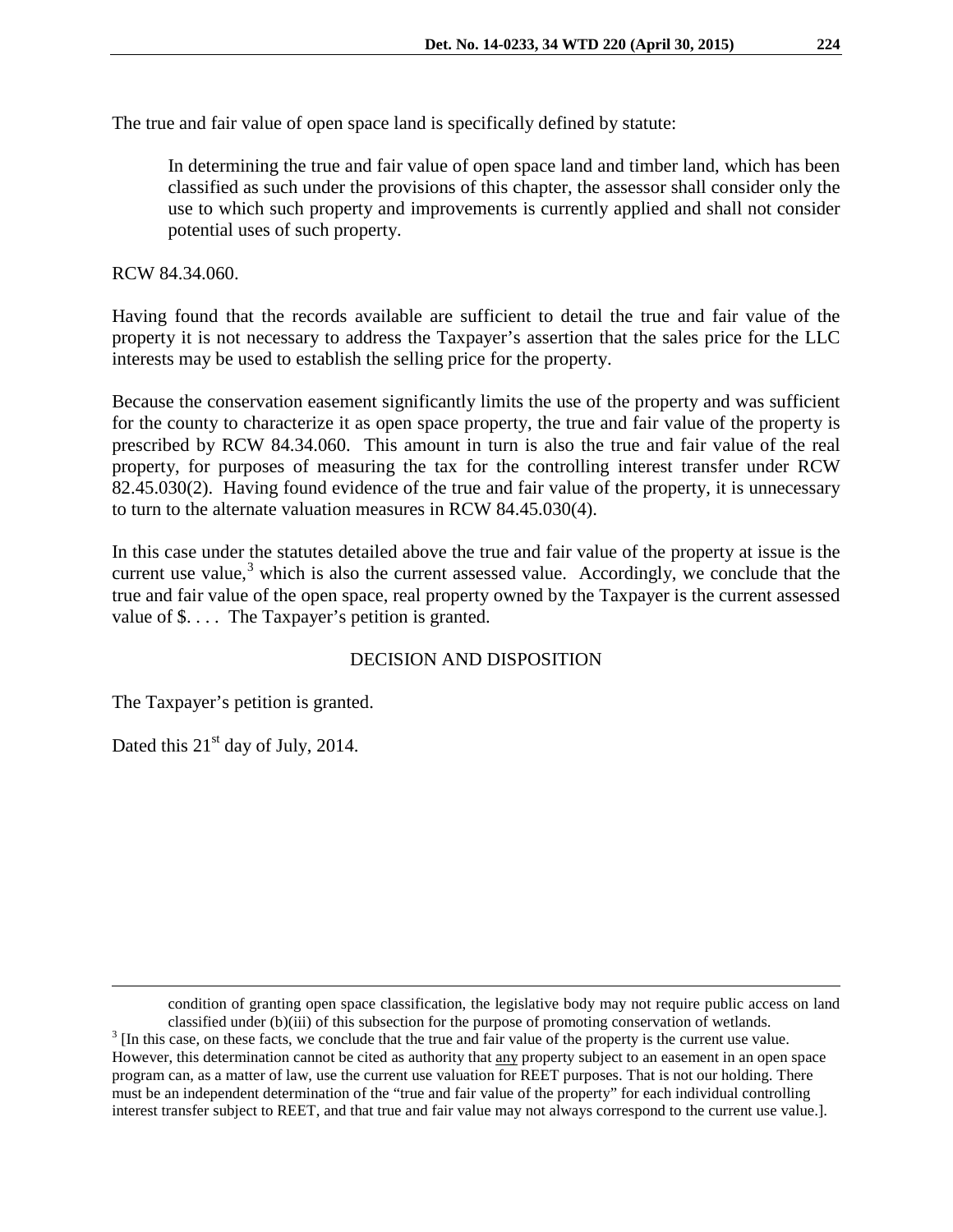The true and fair value of open space land is specifically defined by statute:

> In determining the true and fair value of open space land and timber land, which has been classified as such under the provisions of this chapter, the assessor shall consider only the use to which such property and improvements is currently applied and shall not consider potential uses of such property.

RCW 84.34.060.

Having found that the records available are sufficient to detail the true and fair value of the property it is not necessary to address the Taxpayer's assertion that the sales price for the LLC interests may be used to establish the selling price for the property.

Because the conservation easement significantly limits the use of the property and was sufficient for the county to characterize it as open space property, the true and fair value of the property is prescribed by RCW 84.34.060. This amount in turn is also the true and fair value of the real property, for purposes of measuring the tax for the controlling interest transfer under RCW 82.45.030(2). Having found evidence of the true and fair value of the property, it is unnecessary to turn to the alternate valuation measures in RCW 84.45.030(4).

In this case under the statutes detailed above the true and fair value of the property at issue is the current use value,[3] which is also the current assessed value. Accordingly, we conclude that the true and fair value of the open space, real property owned by the Taxpayer is the current assessed value of $. . . . The Taxpayer's petition is granted.

## DECISION AND DISPOSITION

The Taxpayer's petition is granted.

Dated this 21st day of July, 2014.

---

condition of granting open space classification, the legislative body may not require public access on land classified under (b)(iii) of this subsection for the purpose of promoting conservation of wetlands.

[3] [In this case, on these facts, we conclude that the true and fair value of the property is the current use value. However, this determination cannot be cited as authority that <u>any</u> property subject to an easement in an open space program can, as a matter of law, use the current use valuation for REET purposes. That is not our holding. There must be an independent determination of the "true and fair value of the property" for each individual controlling interest transfer subject to REET, and that true and fair value may not always correspond to the current use value.].